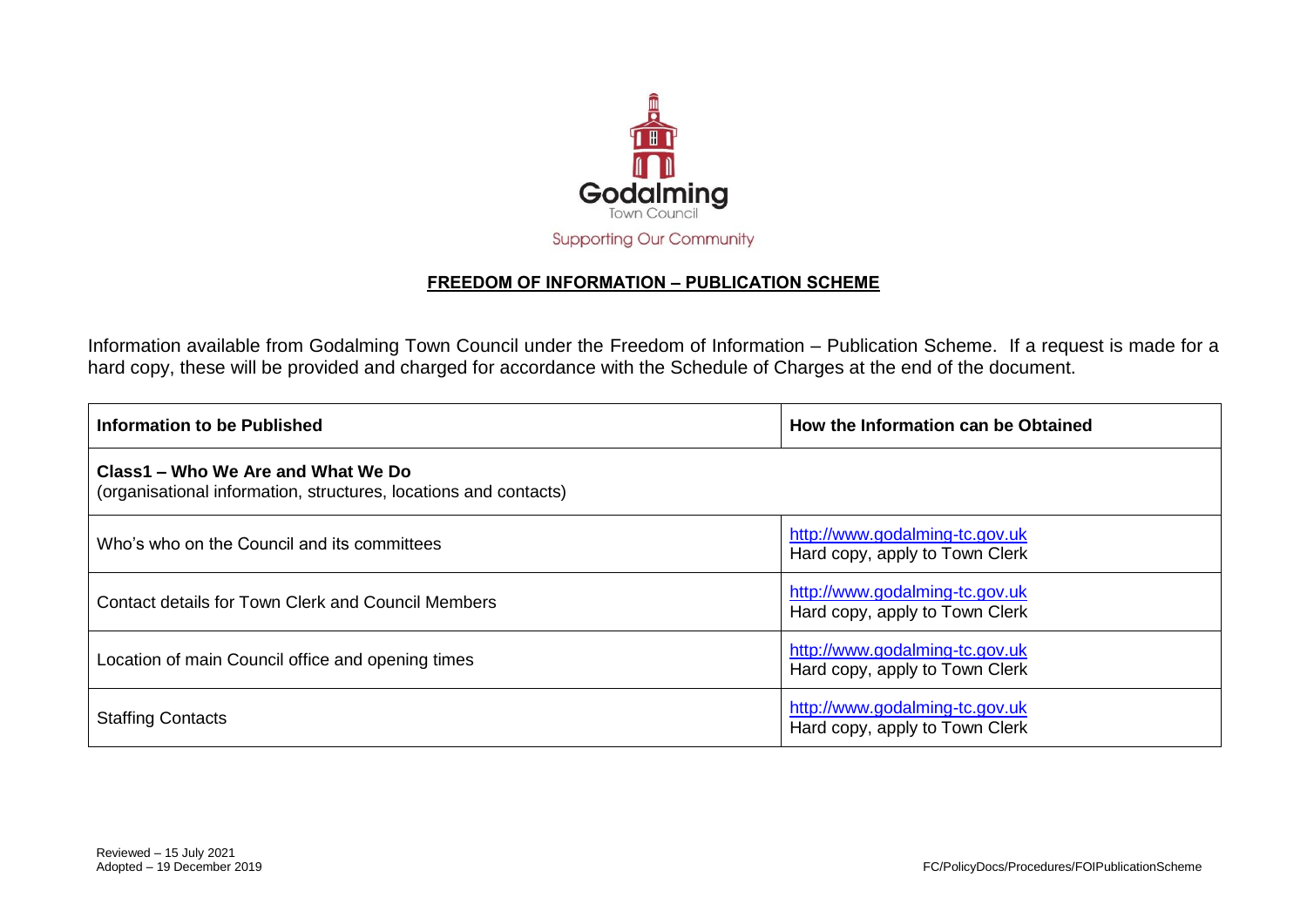Godalming

Town Council

Supporting Our Community

## FREEDOM OF INFORMATION – PUBLICATION SCHEME

Information available from Godalming Town Council under the Freedom of Information – Publication Scheme. If a request is made for a hard copy, these will be provided and charged for accordance with the Schedule of Charges at the end of the document.

| Information to be Published | How the Information can be Obtained |
|---|---|
| **Class1 – Who We Are and What We Do**<br>(organisational information, structures, locations and contacts) | |
| Who's who on the Council and its committees | http://www.godalming-tc.gov.uk<br>Hard copy, apply to Town Clerk |
| Contact details for Town Clerk and Council Members | http://www.godalming-tc.gov.uk<br>Hard copy, apply to Town Clerk |
| Location of main Council office and opening times | http://www.godalming-tc.gov.uk<br>Hard copy, apply to Town Clerk |
| Staffing Contacts | http://www.godalming-tc.gov.uk<br>Hard copy, apply to Town Clerk |

Reviewed – 15 July 2021
Adopted – 19 December 2019

FC/PolicyDocs/Procedures/FOIPublicationScheme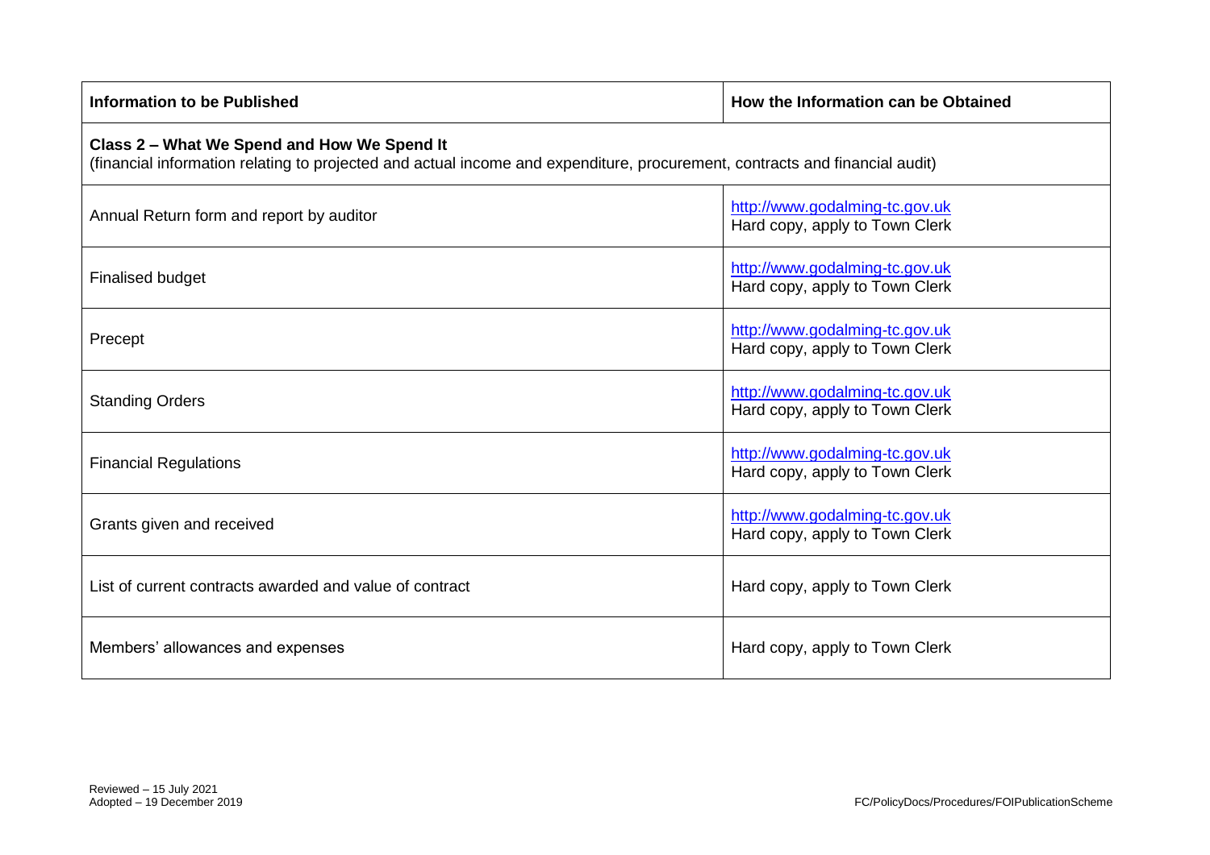| Information to be Published | How the Information can be Obtained |
| --- | --- |
| **Class 2 – What We Spend and How We Spend It**<br>(financial information relating to projected and actual income and expenditure, procurement, contracts and financial audit) | |
| Annual Return form and report by auditor | http://www.godalming-tc.gov.uk<br>Hard copy, apply to Town Clerk |
| Finalised budget | http://www.godalming-tc.gov.uk<br>Hard copy, apply to Town Clerk |
| Precept | http://www.godalming-tc.gov.uk<br>Hard copy, apply to Town Clerk |
| Standing Orders | http://www.godalming-tc.gov.uk<br>Hard copy, apply to Town Clerk |
| Financial Regulations | http://www.godalming-tc.gov.uk<br>Hard copy, apply to Town Clerk |
| Grants given and received | http://www.godalming-tc.gov.uk<br>Hard copy, apply to Town Clerk |
| List of current contracts awarded and value of contract | Hard copy, apply to Town Clerk |
| Members' allowances and expenses | Hard copy, apply to Town Clerk |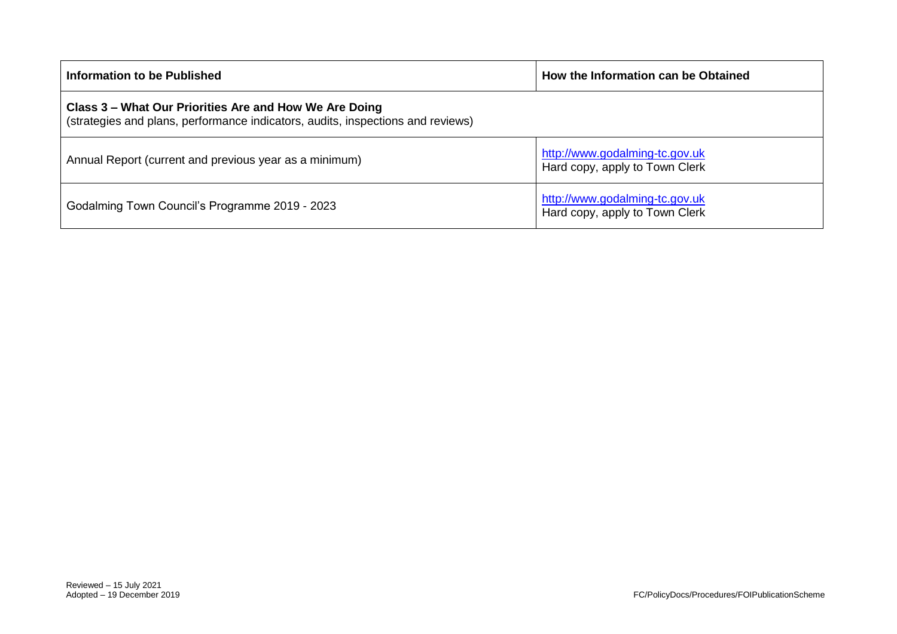| Information to be Published | How the Information can be Obtained |
|---|---|
| **Class 3 – What Our Priorities Are and How We Are Doing**<br>(strategies and plans, performance indicators, audits, inspections and reviews) | |
| Annual Report (current and previous year as a minimum) | http://www.godalming-tc.gov.uk<br>Hard copy, apply to Town Clerk |
| Godalming Town Council's Programme 2019 - 2023 | http://www.godalming-tc.gov.uk<br>Hard copy, apply to Town Clerk |

Reviewed – 15 July 2021
Adopted – 19 December 2019

FC/PolicyDocs/Procedures/FOIPublicationScheme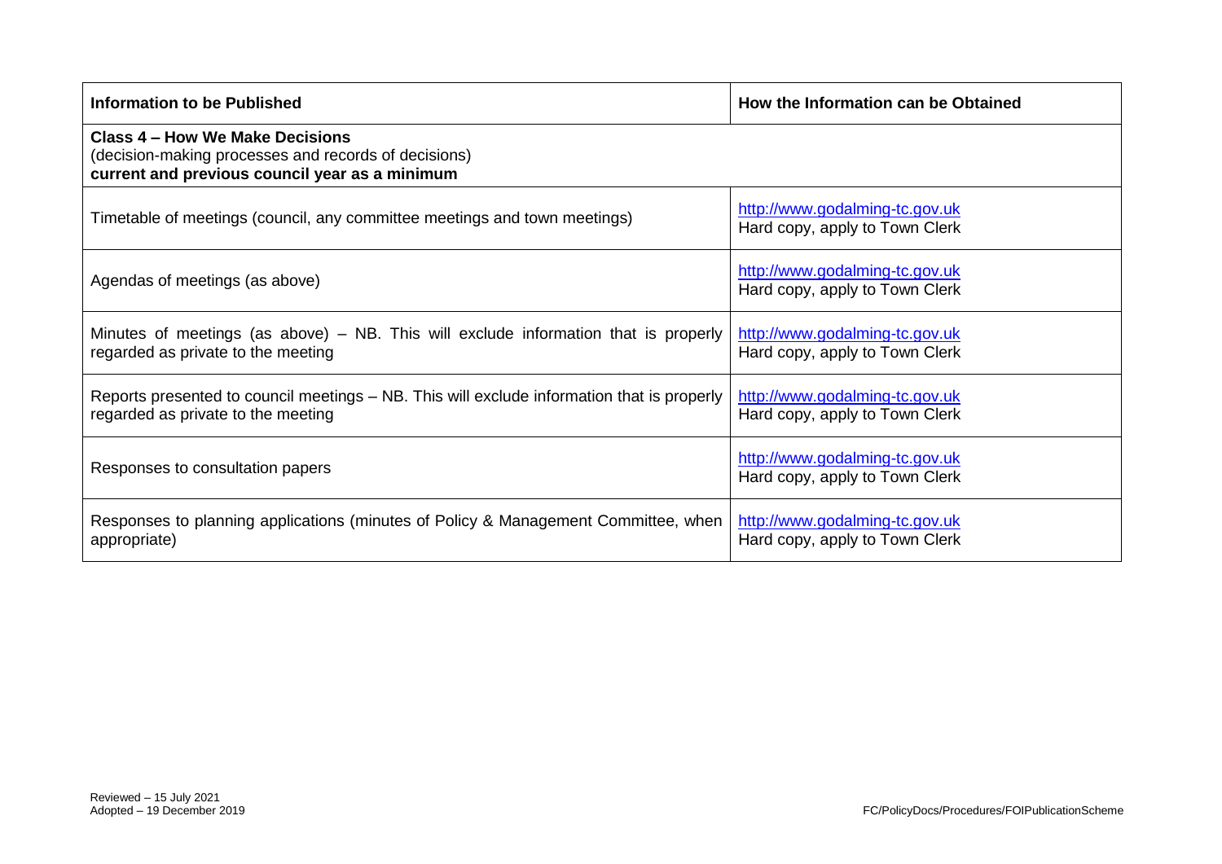| Information to be Published | How the Information can be Obtained |
|---|---|
| **Class 4 – How We Make Decisions**<br>(decision-making processes and records of decisions)<br>**current and previous council year as a minimum** | |
| Timetable of meetings (council, any committee meetings and town meetings) | http://www.godalming-tc.gov.uk<br>Hard copy, apply to Town Clerk |
| Agendas of meetings (as above) | http://www.godalming-tc.gov.uk<br>Hard copy, apply to Town Clerk |
| Minutes of meetings (as above) – NB. This will exclude information that is properly regarded as private to the meeting | http://www.godalming-tc.gov.uk<br>Hard copy, apply to Town Clerk |
| Reports presented to council meetings – NB. This will exclude information that is properly regarded as private to the meeting | http://www.godalming-tc.gov.uk<br>Hard copy, apply to Town Clerk |
| Responses to consultation papers | http://www.godalming-tc.gov.uk<br>Hard copy, apply to Town Clerk |
| Responses to planning applications (minutes of Policy & Management Committee, when appropriate) | http://www.godalming-tc.gov.uk<br>Hard copy, apply to Town Clerk |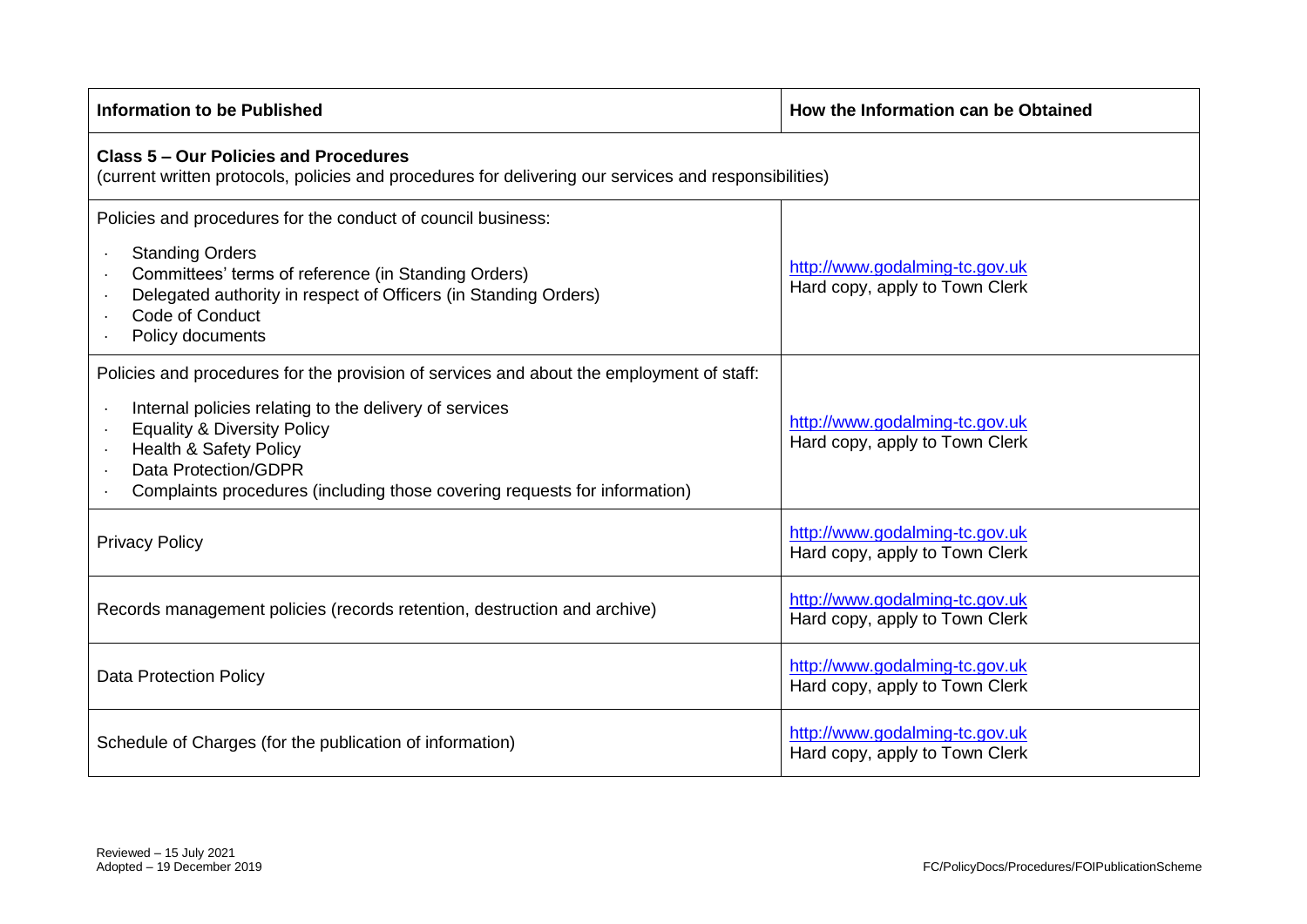| Information to be Published | How the Information can be Obtained |
|---|---|
| **Class 5 – Our Policies and Procedures**<br>(current written protocols, policies and procedures for delivering our services and responsibilities) | |
| Policies and procedures for the conduct of council business:<br>· Standing Orders<br>· Committees' terms of reference (in Standing Orders)<br>· Delegated authority in respect of Officers (in Standing Orders)<br>· Code of Conduct<br>· Policy documents | http://www.godalming-tc.gov.uk<br>Hard copy, apply to Town Clerk |
| Policies and procedures for the provision of services and about the employment of staff:<br>· Internal policies relating to the delivery of services<br>· Equality & Diversity Policy<br>· Health & Safety Policy<br>· Data Protection/GDPR<br>· Complaints procedures (including those covering requests for information) | http://www.godalming-tc.gov.uk<br>Hard copy, apply to Town Clerk |
| Privacy Policy | http://www.godalming-tc.gov.uk<br>Hard copy, apply to Town Clerk |
| Records management policies (records retention, destruction and archive) | http://www.godalming-tc.gov.uk<br>Hard copy, apply to Town Clerk |
| Data Protection Policy | http://www.godalming-tc.gov.uk<br>Hard copy, apply to Town Clerk |
| Schedule of Charges (for the publication of information) | http://www.godalming-tc.gov.uk<br>Hard copy, apply to Town Clerk |

Reviewed – 15 July 2021
Adopted – 19 December 2019

FC/PolicyDocs/Procedures/FOIPublicationScheme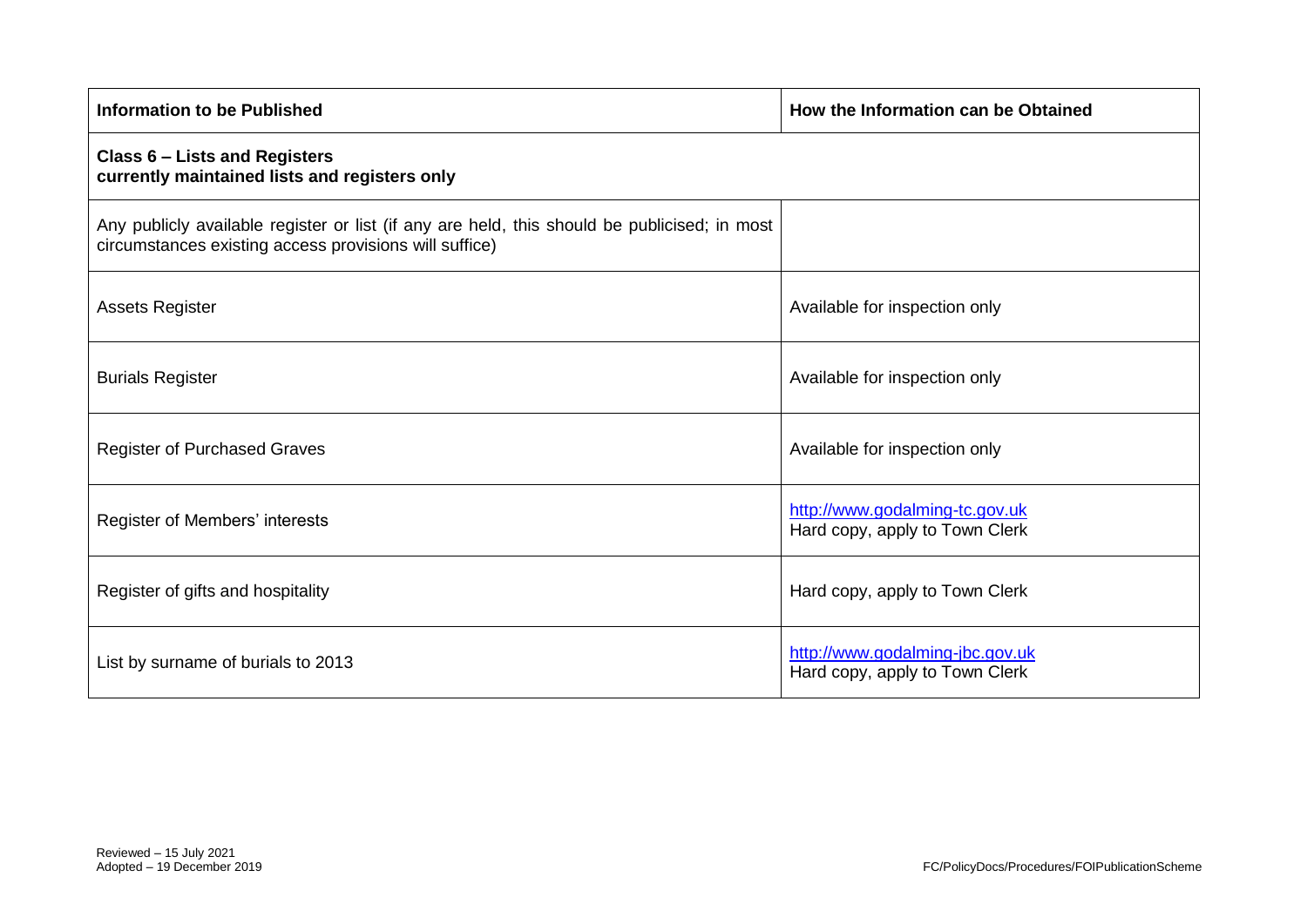| Information to be Published | How the Information can be Obtained |
|---|---|
| **Class 6 – Lists and Registers**<br>**currently maintained lists and registers only** | |
| Any publicly available register or list (if any are held, this should be publicised; in most circumstances existing access provisions will suffice) | |
| Assets Register | Available for inspection only |
| Burials Register | Available for inspection only |
| Register of Purchased Graves | Available for inspection only |
| Register of Members' interests | http://www.godalming-tc.gov.uk<br>Hard copy, apply to Town Clerk |
| Register of gifts and hospitality | Hard copy, apply to Town Clerk |
| List by surname of burials to 2013 | http://www.godalming-jbc.gov.uk<br>Hard copy, apply to Town Clerk |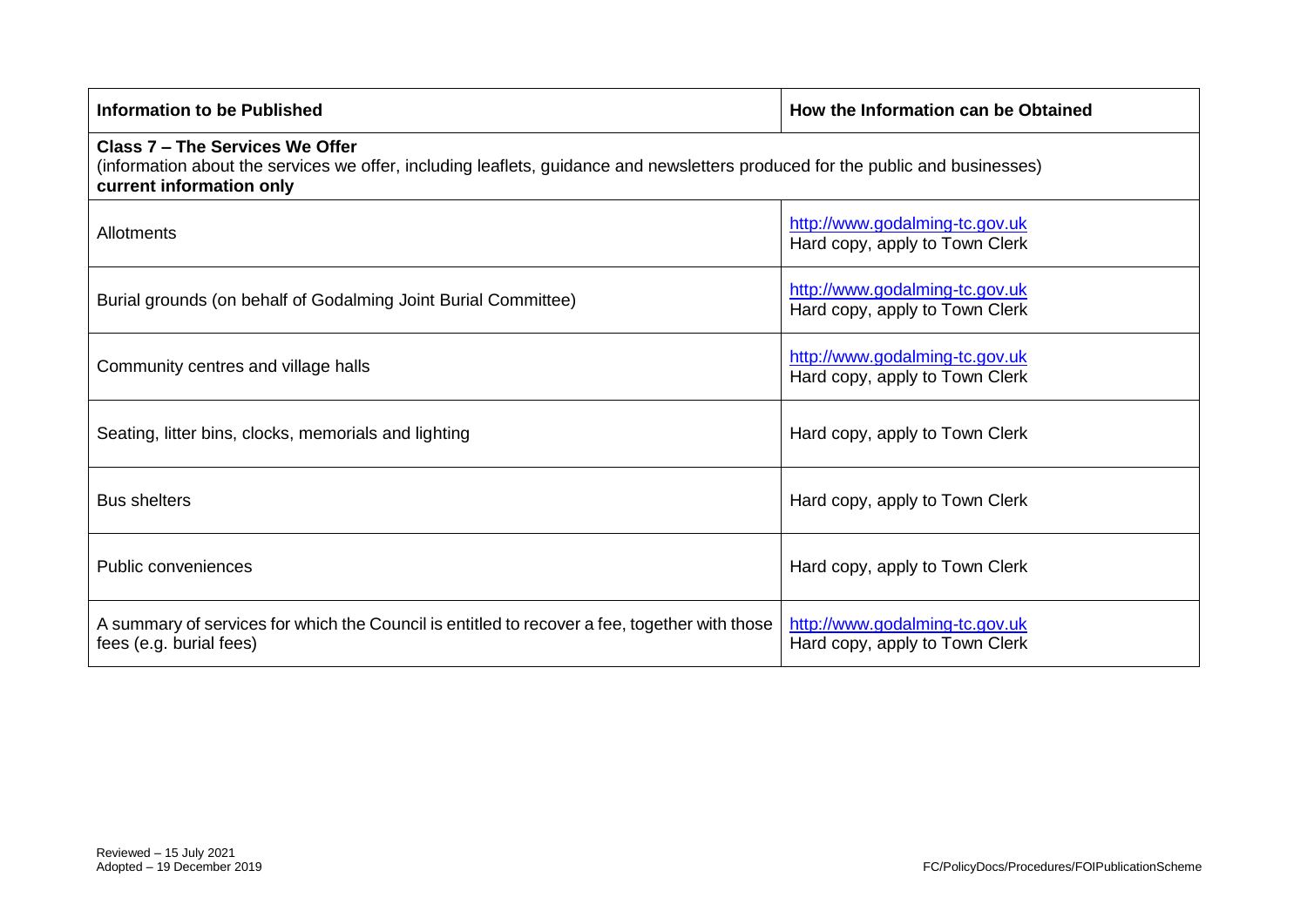| Information to be Published | How the Information can be Obtained |
|---|---|
| **Class 7 – The Services We Offer** (information about the services we offer, including leaflets, guidance and newsletters produced for the public and businesses) **current information only** | |
| Allotments | http://www.godalming-tc.gov.uk Hard copy, apply to Town Clerk |
| Burial grounds (on behalf of Godalming Joint Burial Committee) | http://www.godalming-tc.gov.uk Hard copy, apply to Town Clerk |
| Community centres and village halls | http://www.godalming-tc.gov.uk Hard copy, apply to Town Clerk |
| Seating, litter bins, clocks, memorials and lighting | Hard copy, apply to Town Clerk |
| Bus shelters | Hard copy, apply to Town Clerk |
| Public conveniences | Hard copy, apply to Town Clerk |
| A summary of services for which the Council is entitled to recover a fee, together with those fees (e.g. burial fees) | http://www.godalming-tc.gov.uk Hard copy, apply to Town Clerk |

Reviewed – 15 July 2021
Adopted – 19 December 2019

FC/PolicyDocs/Procedures/FOIPublicationScheme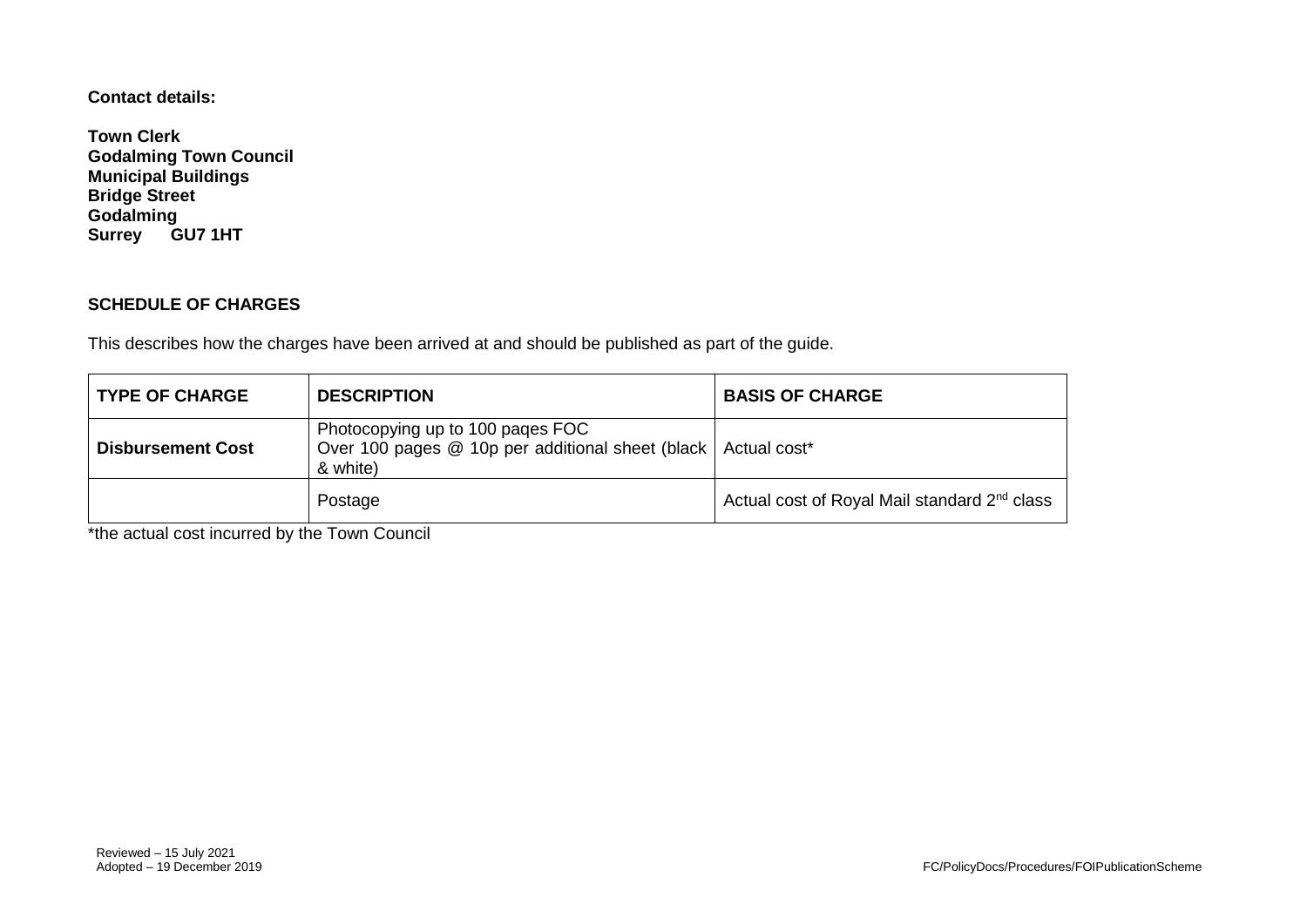**Contact details:**

**Town Clerk**
**Godalming Town Council**
**Municipal Buildings**
**Bridge Street**
**Godalming**
**Surrey GU7 1HT**

**SCHEDULE OF CHARGES**

This describes how the charges have been arrived at and should be published as part of the guide.

| TYPE OF CHARGE | DESCRIPTION | BASIS OF CHARGE |
|---|---|---|
| **Disbursement Cost** | Photocopying up to 100 paqes FOC<br>Over 100 pages @ 10p per additional sheet (black & white) | Actual cost* |
| | Postage | Actual cost of Royal Mail standard 2nd class |

*the actual cost incurred by the Town Council

Reviewed – 15 July 2021
Adopted – 19 December 2019

FC/PolicyDocs/Procedures/FOIPublicationScheme